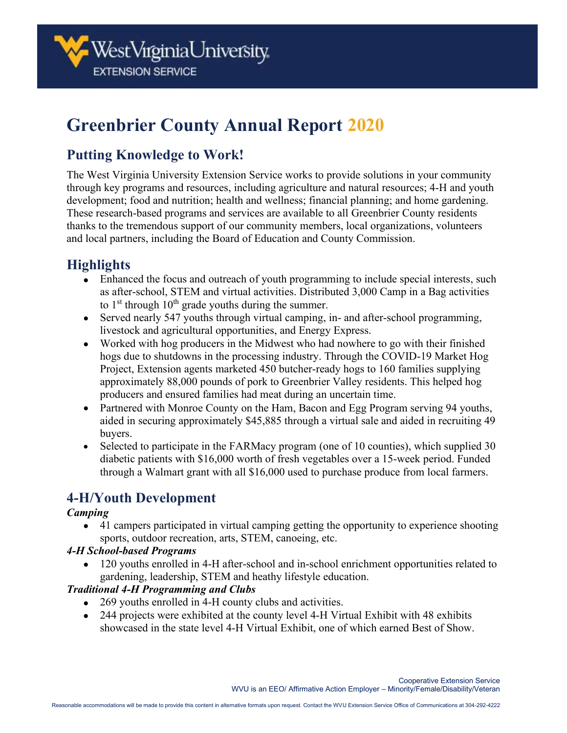West Virginia University EXTENSION SERVICE

# Greenbrier County Annual Report 2020

## Putting Knowledge to Work!

The West Virginia University Extension Service works to provide solutions in your community through key programs and resources, including agriculture and natural resources; 4-H and youth development; food and nutrition; health and wellness; financial planning; and home gardening. These research-based programs and services are available to all Greenbrier County residents thanks to the tremendous support of our community members, local organizations, volunteers and local partners, including the Board of Education and County Commission.

## Highlights

- Enhanced the focus and outreach of youth programming to include special interests, such as after-school, STEM and virtual activities. Distributed 3,000 Camp in a Bag activities to 1st through 10th grade youths during the summer.
- Served nearly 547 youths through virtual camping, in- and after-school programming, livestock and agricultural opportunities, and Energy Express.
- Worked with hog producers in the Midwest who had nowhere to go with their finished hogs due to shutdowns in the processing industry. Through the COVID-19 Market Hog Project, Extension agents marketed 450 butcher-ready hogs to 160 families supplying approximately 88,000 pounds of pork to Greenbrier Valley residents. This helped hog producers and ensured families had meat during an uncertain time.
- Partnered with Monroe County on the Ham, Bacon and Egg Program serving 94 youths, aided in securing approximately $45,885 through a virtual sale and aided in recruiting 49 buyers.
- Selected to participate in the FARMacy program (one of 10 counties), which supplied 30 diabetic patients with $16,000 worth of fresh vegetables over a 15-week period. Funded through a Walmart grant with all $16,000 used to purchase produce from local farmers.

## 4-H/Youth Development

***Camping***

- 41 campers participated in virtual camping getting the opportunity to experience shooting sports, outdoor recreation, arts, STEM, canoeing, etc.

***4-H School-based Programs***

- 120 youths enrolled in 4-H after-school and in-school enrichment opportunities related to gardening, leadership, STEM and heathy lifestyle education.

***Traditional 4-H Programming and Clubs***

- 269 youths enrolled in 4-H county clubs and activities.
- 244 projects were exhibited at the county level 4-H Virtual Exhibit with 48 exhibits showcased in the state level 4-H Virtual Exhibit, one of which earned Best of Show.

Cooperative Extension Service
WVU is an EEO/ Affirmative Action Employer – Minority/Female/Disability/Veteran

Reasonable accommodations will be made to provide this content in alternative formats upon request. Contact the WVU Extension Service Office of Communications at 304-292-4222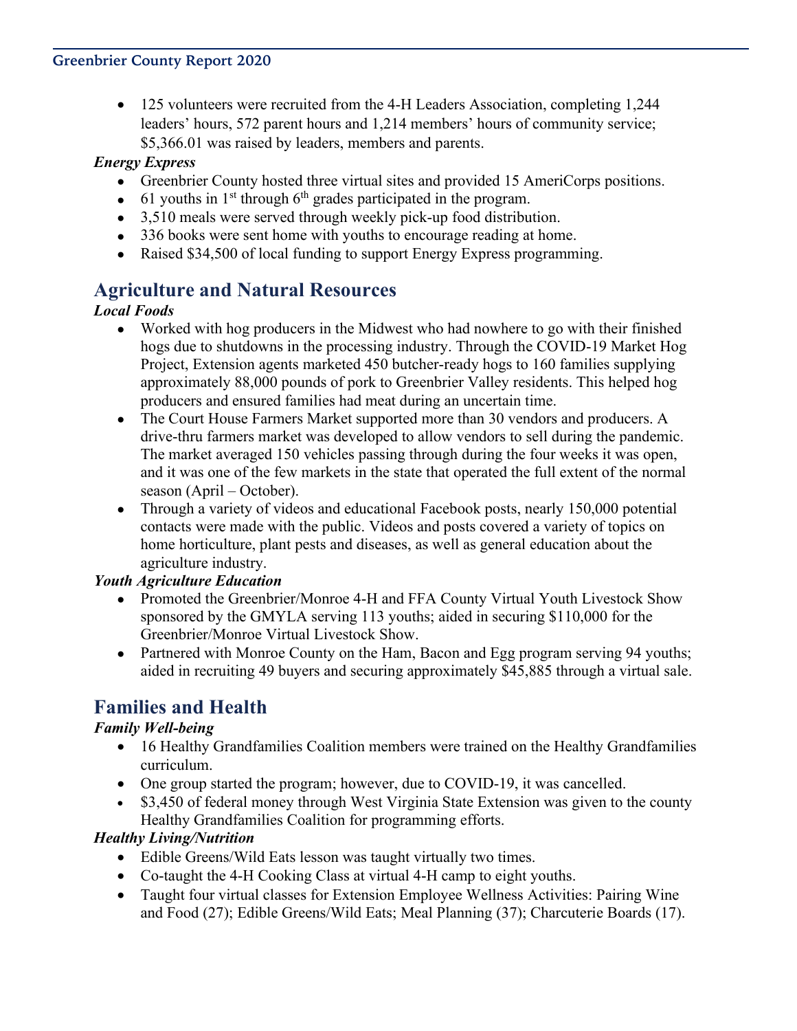- 125 volunteers were recruited from the 4-H Leaders Association, completing 1,244 leaders' hours, 572 parent hours and 1,214 members' hours of community service; $5,366.01 was raised by leaders, members and parents.

***Energy Express***

- Greenbrier County hosted three virtual sites and provided 15 AmeriCorps positions.
- 61 youths in 1st through 6th grades participated in the program.
- 3,510 meals were served through weekly pick-up food distribution.
- 336 books were sent home with youths to encourage reading at home.
- Raised $34,500 of local funding to support Energy Express programming.

## Agriculture and Natural Resources

***Local Foods***

- Worked with hog producers in the Midwest who had nowhere to go with their finished hogs due to shutdowns in the processing industry. Through the COVID-19 Market Hog Project, Extension agents marketed 450 butcher-ready hogs to 160 families supplying approximately 88,000 pounds of pork to Greenbrier Valley residents. This helped hog producers and ensured families had meat during an uncertain time.
- The Court House Farmers Market supported more than 30 vendors and producers. A drive-thru farmers market was developed to allow vendors to sell during the pandemic. The market averaged 150 vehicles passing through during the four weeks it was open, and it was one of the few markets in the state that operated the full extent of the normal season (April – October).
- Through a variety of videos and educational Facebook posts, nearly 150,000 potential contacts were made with the public. Videos and posts covered a variety of topics on home horticulture, plant pests and diseases, as well as general education about the agriculture industry.

***Youth Agriculture Education***

- Promoted the Greenbrier/Monroe 4-H and FFA County Virtual Youth Livestock Show sponsored by the GMYLA serving 113 youths; aided in securing $110,000 for the Greenbrier/Monroe Virtual Livestock Show.
- Partnered with Monroe County on the Ham, Bacon and Egg program serving 94 youths; aided in recruiting 49 buyers and securing approximately $45,885 through a virtual sale.

## Families and Health

***Family Well-being***

- 16 Healthy Grandfamilies Coalition members were trained on the Healthy Grandfamilies curriculum.
- One group started the program; however, due to COVID-19, it was cancelled.
- $3,450 of federal money through West Virginia State Extension was given to the county Healthy Grandfamilies Coalition for programming efforts.

***Healthy Living/Nutrition***

- Edible Greens/Wild Eats lesson was taught virtually two times.
- Co-taught the 4-H Cooking Class at virtual 4-H camp to eight youths.
- Taught four virtual classes for Extension Employee Wellness Activities: Pairing Wine and Food (27); Edible Greens/Wild Eats; Meal Planning (37); Charcuterie Boards (17).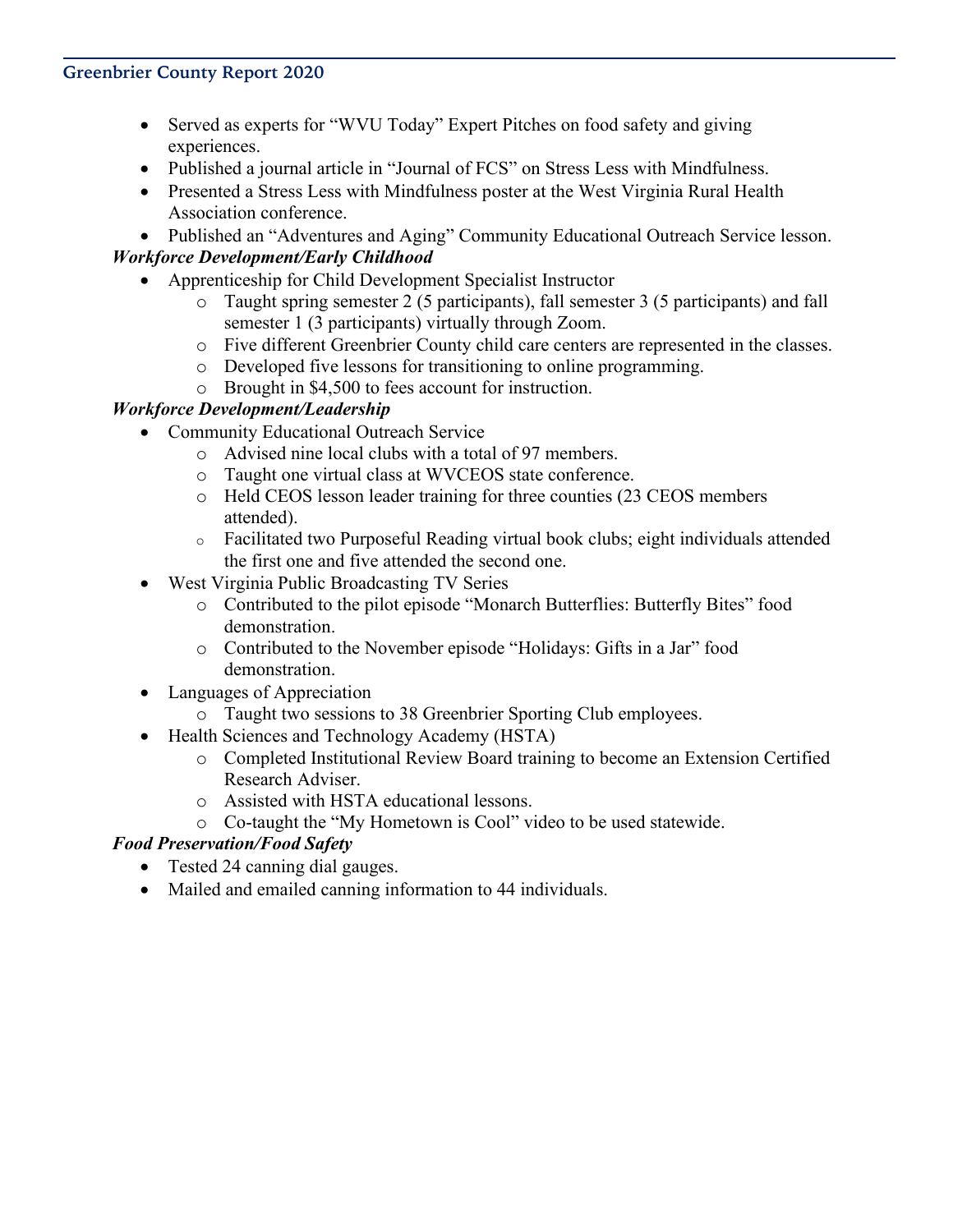- Served as experts for "WVU Today" Expert Pitches on food safety and giving experiences.
- Published a journal article in "Journal of FCS" on Stress Less with Mindfulness.
- Presented a Stress Less with Mindfulness poster at the West Virginia Rural Health Association conference.
- Published an "Adventures and Aging" Community Educational Outreach Service lesson.

***Workforce Development/Early Childhood***

- Apprenticeship for Child Development Specialist Instructor
    - Taught spring semester 2 (5 participants), fall semester 3 (5 participants) and fall semester 1 (3 participants) virtually through Zoom.
    - Five different Greenbrier County child care centers are represented in the classes.
    - Developed five lessons for transitioning to online programming.
    - Brought in $4,500 to fees account for instruction.

***Workforce Development/Leadership***

- Community Educational Outreach Service
    - Advised nine local clubs with a total of 97 members.
    - Taught one virtual class at WVCEOS state conference.
    - Held CEOS lesson leader training for three counties (23 CEOS members attended).
    - Facilitated two Purposeful Reading virtual book clubs; eight individuals attended the first one and five attended the second one.
- West Virginia Public Broadcasting TV Series
    - Contributed to the pilot episode "Monarch Butterflies: Butterfly Bites" food demonstration.
    - Contributed to the November episode "Holidays: Gifts in a Jar" food demonstration.
- Languages of Appreciation
    - Taught two sessions to 38 Greenbrier Sporting Club employees.
- Health Sciences and Technology Academy (HSTA)
    - Completed Institutional Review Board training to become an Extension Certified Research Adviser.
    - Assisted with HSTA educational lessons.
    - Co-taught the "My Hometown is Cool" video to be used statewide.

***Food Preservation/Food Safety***

- Tested 24 canning dial gauges.
- Mailed and emailed canning information to 44 individuals.